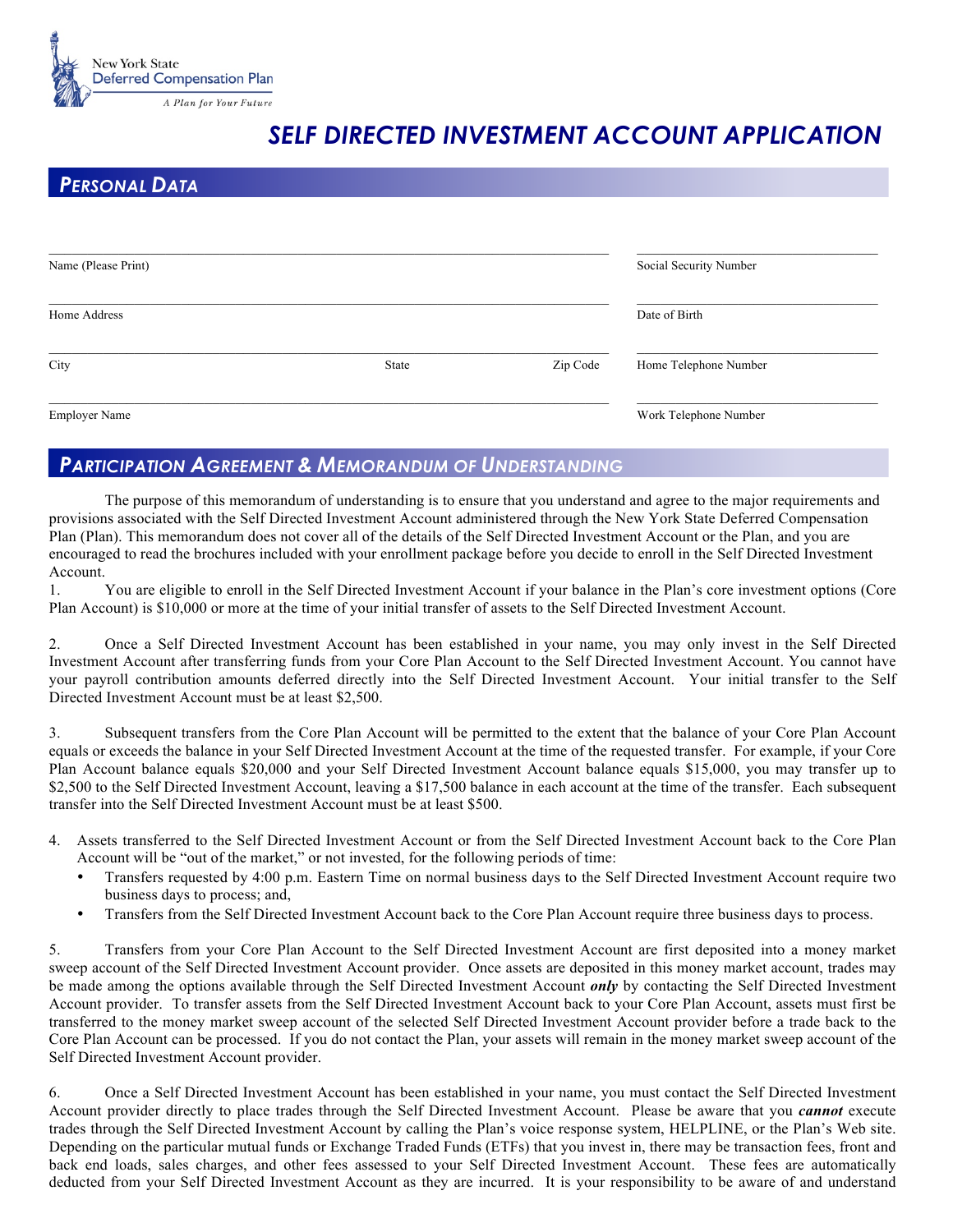New York State Deferred Compensation Plan

*A Plan for Your Future*

# *SELF DIRECTED INVESTMENT ACCOUNT APPLICATION*

## *PERSONAL DATA*

| | |
|---|---|
| Name (Please Print) | Social Security Number |
| Home Address | Date of Birth |
| City State Zip Code | Home Telephone Number |
| Employer Name | Work Telephone Number |

## *PARTICIPATION AGREEMENT & MEMORANDUM OF UNDERSTANDING*

The purpose of this memorandum of understanding is to ensure that you understand and agree to the major requirements and provisions associated with the Self Directed Investment Account administered through the New York State Deferred Compensation Plan (Plan). This memorandum does not cover all of the details of the Self Directed Investment Account or the Plan, and you are encouraged to read the brochures included with your enrollment package before you decide to enroll in the Self Directed Investment Account.

1. You are eligible to enroll in the Self Directed Investment Account if your balance in the Plan's core investment options (Core Plan Account) is $10,000 or more at the time of your initial transfer of assets to the Self Directed Investment Account.

2. Once a Self Directed Investment Account has been established in your name, you may only invest in the Self Directed Investment Account after transferring funds from your Core Plan Account to the Self Directed Investment Account. You cannot have your payroll contribution amounts deferred directly into the Self Directed Investment Account. Your initial transfer to the Self Directed Investment Account must be at least $2,500.

3. Subsequent transfers from the Core Plan Account will be permitted to the extent that the balance of your Core Plan Account equals or exceeds the balance in your Self Directed Investment Account at the time of the requested transfer. For example, if your Core Plan Account balance equals $20,000 and your Self Directed Investment Account balance equals $15,000, you may transfer up to $2,500 to the Self Directed Investment Account, leaving a $17,500 balance in each account at the time of the transfer. Each subsequent transfer into the Self Directed Investment Account must be at least $500.

4. Assets transferred to the Self Directed Investment Account or from the Self Directed Investment Account back to the Core Plan Account will be "out of the market," or not invested, for the following periods of time:
   - Transfers requested by 4:00 p.m. Eastern Time on normal business days to the Self Directed Investment Account require two business days to process; and,
   - Transfers from the Self Directed Investment Account back to the Core Plan Account require three business days to process.

5. Transfers from your Core Plan Account to the Self Directed Investment Account are first deposited into a money market sweep account of the Self Directed Investment Account provider. Once assets are deposited in this money market account, trades may be made among the options available through the Self Directed Investment Account ***only*** by contacting the Self Directed Investment Account provider. To transfer assets from the Self Directed Investment Account back to your Core Plan Account, assets must first be transferred to the money market sweep account of the selected Self Directed Investment Account provider before a trade back to the Core Plan Account can be processed. If you do not contact the Plan, your assets will remain in the money market sweep account of the Self Directed Investment Account provider.

6. Once a Self Directed Investment Account has been established in your name, you must contact the Self Directed Investment Account provider directly to place trades through the Self Directed Investment Account. Please be aware that you ***cannot*** execute trades through the Self Directed Investment Account by calling the Plan's voice response system, HELPLINE, or the Plan's Web site. Depending on the particular mutual funds or Exchange Traded Funds (ETFs) that you invest in, there may be transaction fees, front and back end loads, sales charges, and other fees assessed to your Self Directed Investment Account. These fees are automatically deducted from your Self Directed Investment Account as they are incurred. It is your responsibility to be aware of and understand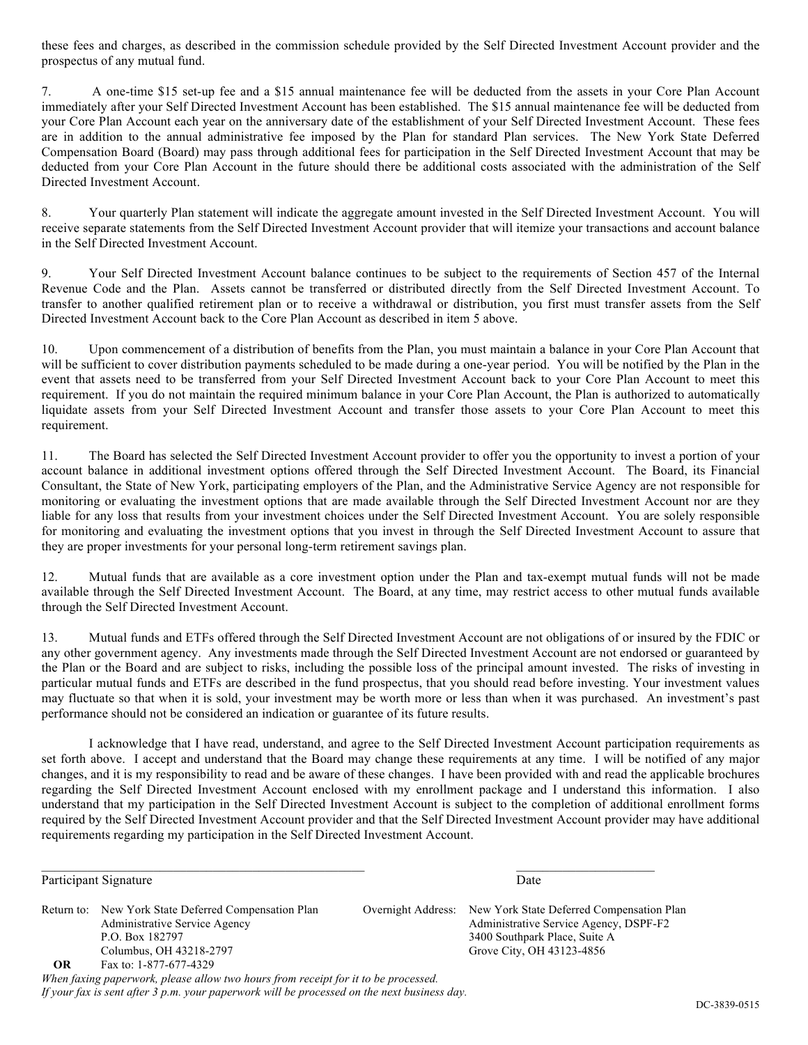these fees and charges, as described in the commission schedule provided by the Self Directed Investment Account provider and the prospectus of any mutual fund.

7. A one-time $15 set-up fee and a $15 annual maintenance fee will be deducted from the assets in your Core Plan Account immediately after your Self Directed Investment Account has been established. The $15 annual maintenance fee will be deducted from your Core Plan Account each year on the anniversary date of the establishment of your Self Directed Investment Account. These fees are in addition to the annual administrative fee imposed by the Plan for standard Plan services. The New York State Deferred Compensation Board (Board) may pass through additional fees for participation in the Self Directed Investment Account that may be deducted from your Core Plan Account in the future should there be additional costs associated with the administration of the Self Directed Investment Account.

8. Your quarterly Plan statement will indicate the aggregate amount invested in the Self Directed Investment Account. You will receive separate statements from the Self Directed Investment Account provider that will itemize your transactions and account balance in the Self Directed Investment Account.

9. Your Self Directed Investment Account balance continues to be subject to the requirements of Section 457 of the Internal Revenue Code and the Plan. Assets cannot be transferred or distributed directly from the Self Directed Investment Account. To transfer to another qualified retirement plan or to receive a withdrawal or distribution, you first must transfer assets from the Self Directed Investment Account back to the Core Plan Account as described in item 5 above.

10. Upon commencement of a distribution of benefits from the Plan, you must maintain a balance in your Core Plan Account that will be sufficient to cover distribution payments scheduled to be made during a one-year period. You will be notified by the Plan in the event that assets need to be transferred from your Self Directed Investment Account back to your Core Plan Account to meet this requirement. If you do not maintain the required minimum balance in your Core Plan Account, the Plan is authorized to automatically liquidate assets from your Self Directed Investment Account and transfer those assets to your Core Plan Account to meet this requirement.

11. The Board has selected the Self Directed Investment Account provider to offer you the opportunity to invest a portion of your account balance in additional investment options offered through the Self Directed Investment Account. The Board, its Financial Consultant, the State of New York, participating employers of the Plan, and the Administrative Service Agency are not responsible for monitoring or evaluating the investment options that are made available through the Self Directed Investment Account nor are they liable for any loss that results from your investment choices under the Self Directed Investment Account. You are solely responsible for monitoring and evaluating the investment options that you invest in through the Self Directed Investment Account to assure that they are proper investments for your personal long-term retirement savings plan.

12. Mutual funds that are available as a core investment option under the Plan and tax-exempt mutual funds will not be made available through the Self Directed Investment Account. The Board, at any time, may restrict access to other mutual funds available through the Self Directed Investment Account.

13. Mutual funds and ETFs offered through the Self Directed Investment Account are not obligations of or insured by the FDIC or any other government agency. Any investments made through the Self Directed Investment Account are not endorsed or guaranteed by the Plan or the Board and are subject to risks, including the possible loss of the principal amount invested. The risks of investing in particular mutual funds and ETFs are described in the fund prospectus, that you should read before investing. Your investment values may fluctuate so that when it is sold, your investment may be worth more or less than when it was purchased. An investment's past performance should not be considered an indication or guarantee of its future results.

I acknowledge that I have read, understand, and agree to the Self Directed Investment Account participation requirements as set forth above. I accept and understand that the Board may change these requirements at any time. I will be notified of any major changes, and it is my responsibility to read and be aware of these changes. I have been provided with and read the applicable brochures regarding the Self Directed Investment Account enclosed with my enrollment package and I understand this information. I also understand that my participation in the Self Directed Investment Account is subject to the completion of additional enrollment forms required by the Self Directed Investment Account provider and that the Self Directed Investment Account provider may have additional requirements regarding my participation in the Self Directed Investment Account.

\_\_\_\_\_\_\_\_\_\_\_\_\_\_\_\_\_\_\_\_\_\_\_\_\_\_\_\_\_\_\_\_\_\_\_\_\_\_\_\_ \_\_\_\_\_\_\_\_\_\_\_\_\_\_\_\_\_\_\_\_

Participant Signature Date

Return to: New York State Deferred Compensation Plan
Administrative Service Agency
P.O. Box 182797
Columbus, OH 43218-2797

**OR** Fax to: 1-877-677-4329

Overnight Address: New York State Deferred Compensation Plan
Administrative Service Agency, DSPF-F2
3400 Southpark Place, Suite A
Grove City, OH 43123-4856

*When faxing paperwork, please allow two hours from receipt for it to be processed.*
*If your fax is sent after 3 p.m. your paperwork will be processed on the next business day.*

DC-3839-0515